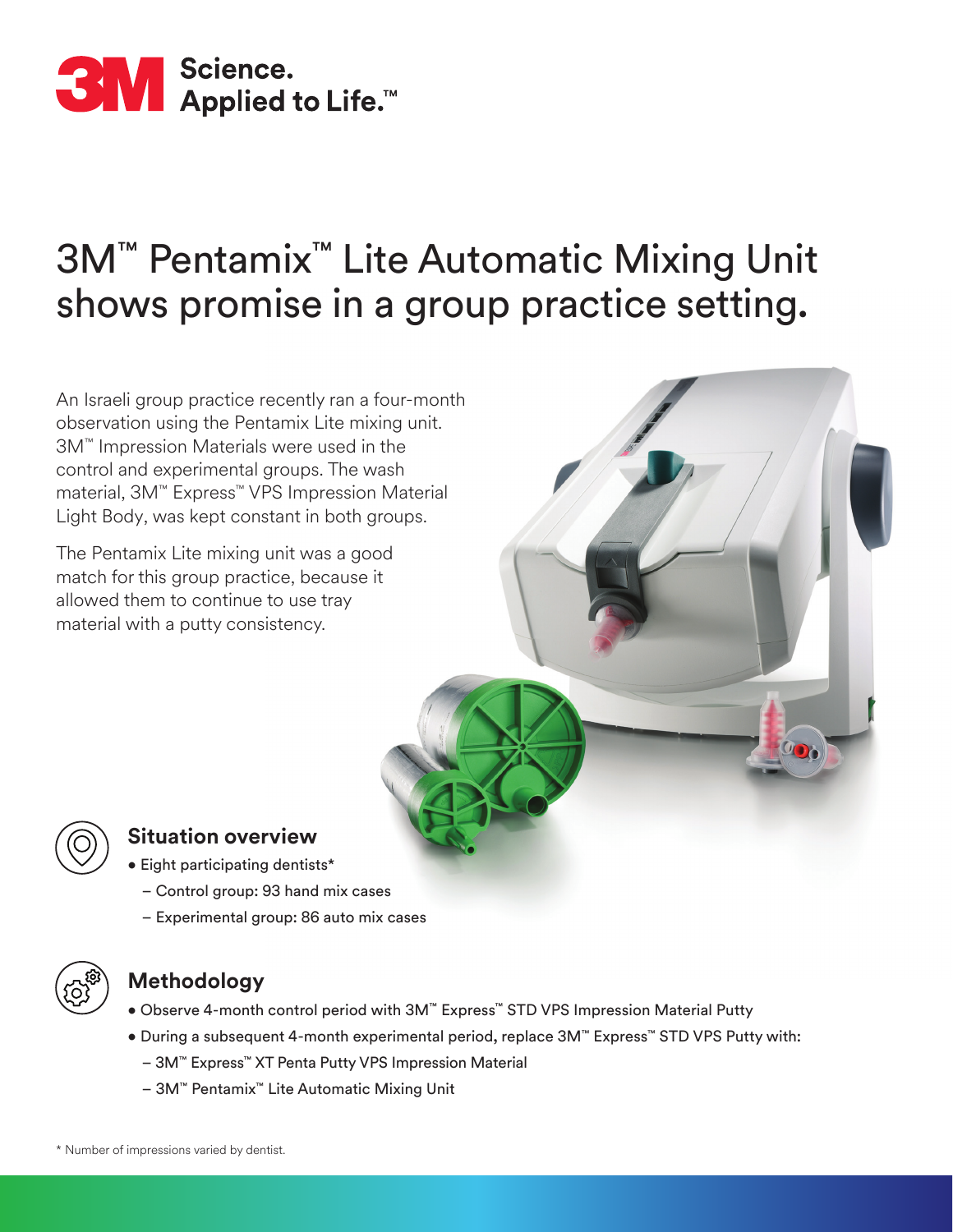3M Science. Applied to Life.™

# 3M™ Pentamix™ Lite Automatic Mixing Unit shows promise in a group practice setting.

An Israeli group practice recently ran a four-month observation using the Pentamix Lite mixing unit. 3M™ Impression Materials were used in the control and experimental groups. The wash material, 3M™ Express™ VPS Impression Material Light Body, was kept constant in both groups.

The Pentamix Lite mixing unit was a good match for this group practice, because it allowed them to continue to use tray material with a putty consistency.

## Situation overview

- Eight participating dentists*
  - Control group: 93 hand mix cases
  - Experimental group: 86 auto mix cases

## Methodology

- Observe 4-month control period with 3M™ Express™ STD VPS Impression Material Putty
- During a subsequent 4-month experimental period, replace 3M™ Express™ STD VPS Putty with:
  - 3M™ Express™ XT Penta Putty VPS Impression Material
  - 3M™ Pentamix™ Lite Automatic Mixing Unit

\* Number of impressions varied by dentist.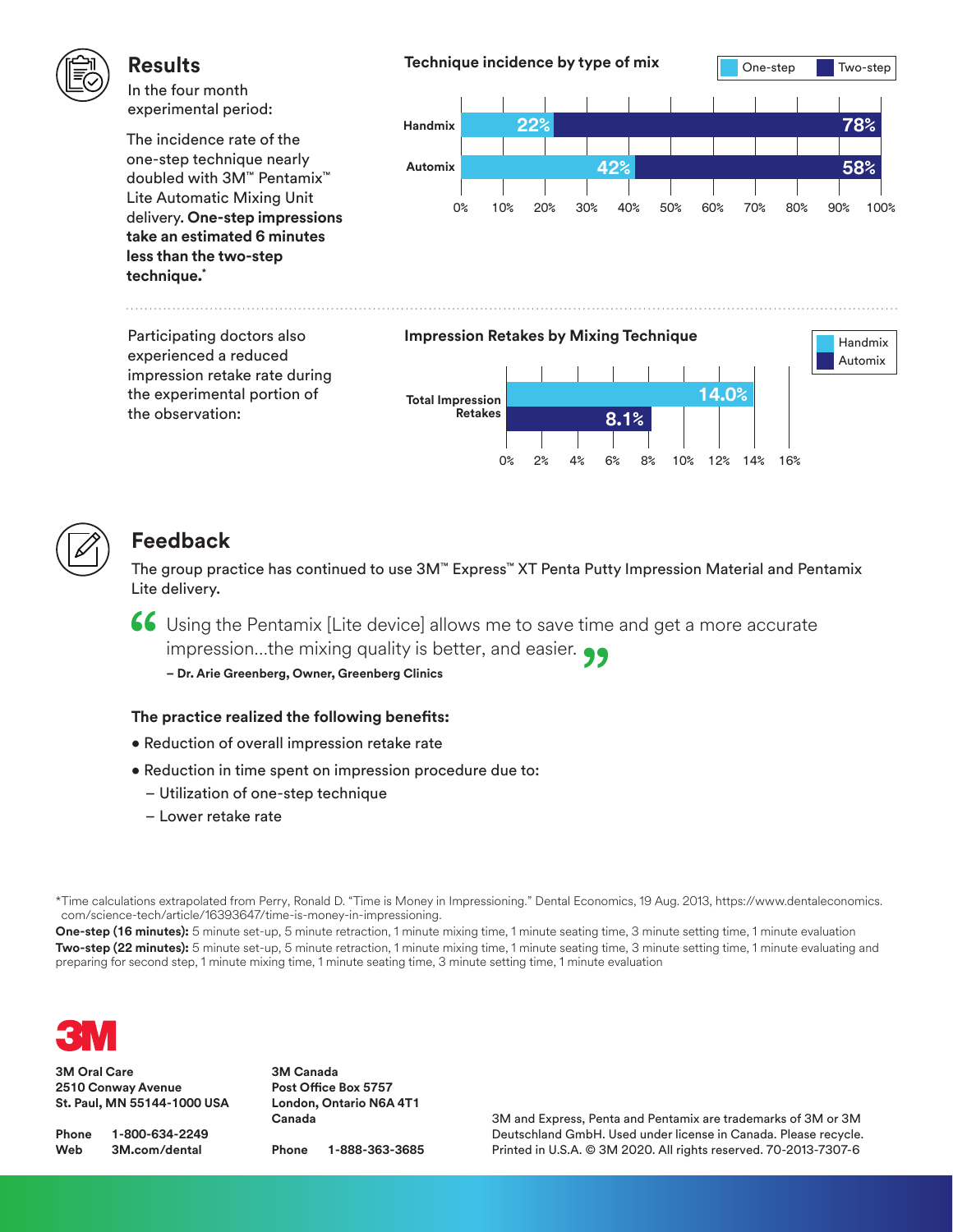## Results

In the four month experimental period:

The incidence rate of the one-step technique nearly doubled with 3M™ Pentamix™ Lite Automatic Mixing Unit delivery. **One-step impressions take an estimated 6 minutes less than the two-step technique.***

**Technique incidence by type of mix**

One-step
Two-step

Handmix
22%
78%

Automix
42%
58%

0% 10% 20% 30% 40% 50% 60% 70% 80% 90% 100%

Participating doctors also experienced a reduced impression retake rate during the experimental portion of the observation:

**Impression Retakes by Mixing Technique**

Handmix
Automix

Total Impression Retakes
14.0%
8.1%

0% 2% 4% 6% 8% 10% 12% 14% 16%

## Feedback

The group practice has continued to use 3M™ Express™ XT Penta Putty Impression Material and Pentamix Lite delivery.

> "Using the Pentamix [Lite device] allows me to save time and get a more accurate impression…the mixing quality is better, and easier."
>
> **– Dr. Arie Greenberg, Owner, Greenberg Clinics**

**The practice realized the following benefits:**

- Reduction of overall impression retake rate
- Reduction in time spent on impression procedure due to:
  - Utilization of one-step technique
  - Lower retake rate

*Time calculations extrapolated from Perry, Ronald D. "Time is Money in Impressioning." Dental Economics, 19 Aug. 2013, https://www.dentaleconomics.com/science-tech/article/16393647/time-is-money-in-impressioning.

**One-step (16 minutes):** 5 minute set-up, 5 minute retraction, 1 minute mixing time, 1 minute seating time, 3 minute setting time, 1 minute evaluation

**Two-step (22 minutes):** 5 minute set-up, 5 minute retraction, 1 minute mixing time, 1 minute seating time, 3 minute setting time, 1 minute evaluating and preparing for second step, 1 minute mixing time, 1 minute seating time, 3 minute setting time, 1 minute evaluation

**3M Oral Care**
**2510 Conway Avenue**
**St. Paul, MN 55144-1000 USA**

**Phone** 1-800-634-2249
**Web** 3M.com/dental

**3M Canada**
**Post Office Box 5757**
**London, Ontario N6A 4T1**
**Canada**

**Phone** 1-888-363-3685

3M and Express, Penta and Pentamix are trademarks of 3M or 3M Deutschland GmbH. Used under license in Canada. Please recycle. Printed in U.S.A. © 3M 2020. All rights reserved. 70-2013-7307-6